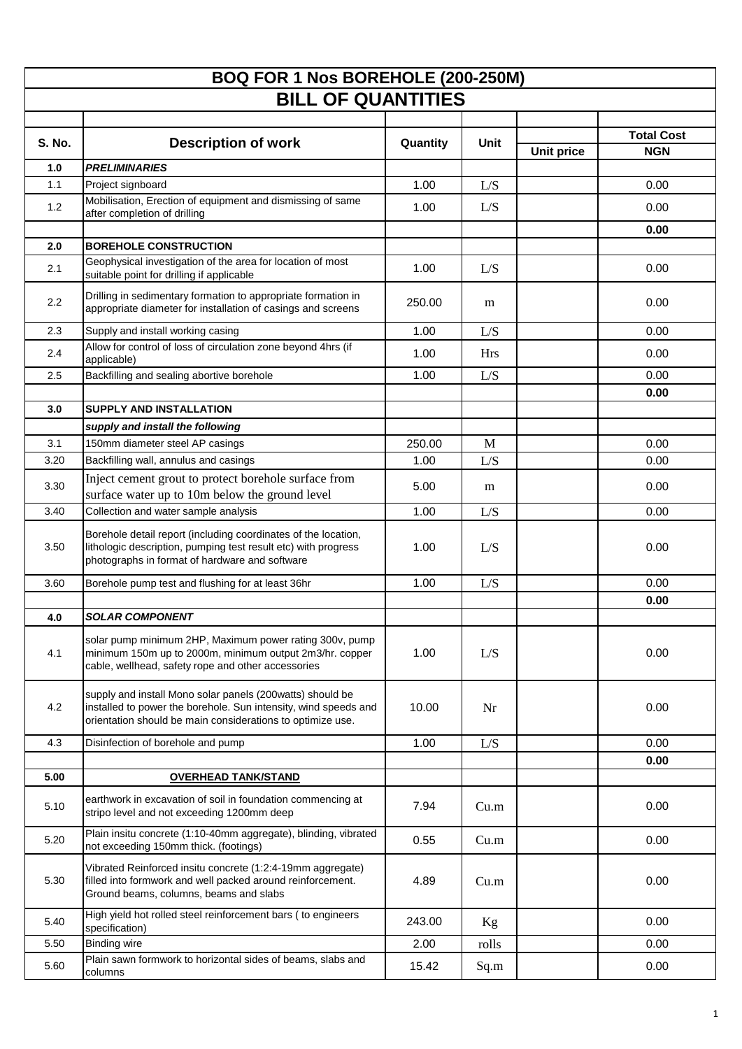# BOQ FOR 1 Nos BOREHOLE (200-250M)

## BILL OF QUANTITIES

| S. No. | Description of work | Quantity | Unit | Unit price | Total Cost NGN |
|---|---|---|---|---|---|
| **1.0** | ***PRELIMINARIES*** | | | | |
| 1.1 | Project signboard | 1.00 | L/S | | 0.00 |
| 1.2 | Mobilisation, Erection of equipment and dismissing of same after completion of drilling | 1.00 | L/S | | 0.00 |
| | | | | | **0.00** |
| **2.0** | **BOREHOLE CONSTRUCTION** | | | | |
| 2.1 | Geophysical investigation of the area for location of most suitable point for drilling if applicable | 1.00 | L/S | | 0.00 |
| 2.2 | Drilling in sedimentary formation to appropriate formation in appropriate diameter for installation of casings and screens | 250.00 | m | | 0.00 |
| 2.3 | Supply and install working casing | 1.00 | L/S | | 0.00 |
| 2.4 | Allow for control of loss of circulation zone beyond 4hrs (if applicable) | 1.00 | Hrs | | 0.00 |
| 2.5 | Backfilling and sealing abortive borehole | 1.00 | L/S | | 0.00 |
| | | | | | **0.00** |
| **3.0** | **SUPPLY AND INSTALLATION** | | | | |
| | ***supply and install the following*** | | | | |
| 3.1 | 150mm diameter steel AP casings | 250.00 | M | | 0.00 |
| 3.20 | Backfilling wall, annulus and casings | 1.00 | L/S | | 0.00 |
| 3.30 | Inject cement grout to protect borehole surface from surface water up to 10m below the ground level | 5.00 | m | | 0.00 |
| 3.40 | Collection and water sample analysis | 1.00 | L/S | | 0.00 |
| 3.50 | Borehole detail report (including coordinates of the location, lithologic description, pumping test result etc) with progress photographs in format of hardware and software | 1.00 | L/S | | 0.00 |
| 3.60 | Borehole pump test and flushing for at least 36hr | 1.00 | L/S | | 0.00 |
| | | | | | **0.00** |
| **4.0** | ***SOLAR COMPONENT*** | | | | |
| 4.1 | solar pump minimum 2HP, Maximum power rating 300v, pump minimum 150m up to 2000m, minimum output 2m3/hr. copper cable, wellhead, safety rope and other accessories | 1.00 | L/S | | 0.00 |
| 4.2 | supply and install Mono solar panels (200watts) should be installed to power the borehole. Sun intensity, wind speeds and orientation should be main considerations to optimize use. | 10.00 | Nr | | 0.00 |
| 4.3 | Disinfection of borehole and pump | 1.00 | L/S | | 0.00 |
| | | | | | **0.00** |
| **5.00** | **OVERHEAD TANK/STAND** | | | | |
| 5.10 | earthwork in excavation of soil in foundation commencing at stripo level and not exceeding 1200mm deep | 7.94 | Cu.m | | 0.00 |
| 5.20 | Plain insitu concrete (1:10-40mm aggregate), blinding, vibrated not exceeding 150mm thick. (footings) | 0.55 | Cu.m | | 0.00 |
| 5.30 | Vibrated Reinforced insitu concrete (1:2:4-19mm aggregate) filled into formwork and well packed around reinforcement. Ground beams, columns, beams and slabs | 4.89 | Cu.m | | 0.00 |
| 5.40 | High yield hot rolled steel reinforcement bars ( to engineers specification) | 243.00 | Kg | | 0.00 |
| 5.50 | Binding wire | 2.00 | rolls | | 0.00 |
| 5.60 | Plain sawn formwork to horizontal sides of beams, slabs and columns | 15.42 | Sq.m | | 0.00 |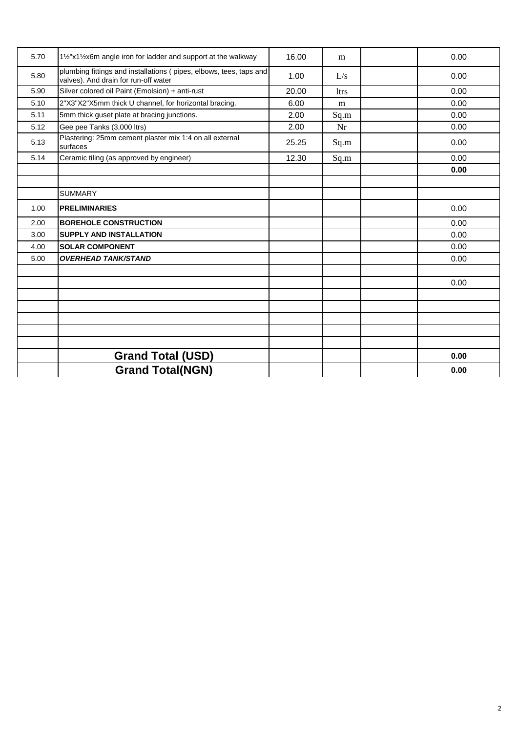| | | | | | |
|---|---|---|---|---|---|
| 5.70 | 1½"x1½x6m angle iron for ladder and support at the walkway | 16.00 | m | | 0.00 |
| 5.80 | plumbing fittings and installations ( pipes, elbows, tees, taps and valves). And drain for run-off water | 1.00 | L/s | | 0.00 |
| 5.90 | Silver colored oil Paint (Emolsion) + anti-rust | 20.00 | ltrs | | 0.00 |
| 5.10 | 2"X3"X2"X5mm thick U channel, for horizontal bracing. | 6.00 | m | | 0.00 |
| 5.11 | 5mm thick guset plate at bracing junctions. | 2.00 | Sq.m | | 0.00 |
| 5.12 | Gee pee Tanks (3,000 ltrs) | 2.00 | Nr | | 0.00 |
| 5.13 | Plastering: 25mm cement plaster mix 1:4 on all external surfaces | 25.25 | Sq.m | | 0.00 |
| 5.14 | Ceramic tiling (as approved by engineer) | 12.30 | Sq.m | | 0.00 |
| | | | | | **0.00** |
| | | | | | |
| | SUMMARY | | | | |
| 1.00 | **PRELIMINARIES** | | | | 0.00 |
| 2.00 | **BOREHOLE CONSTRUCTION** | | | | 0.00 |
| 3.00 | **SUPPLY AND INSTALLATION** | | | | 0.00 |
| 4.00 | **SOLAR COMPONENT** | | | | 0.00 |
| 5.00 | ***OVERHEAD TANK/STAND*** | | | | 0.00 |
| | | | | | |
| | | | | | 0.00 |
| | | | | | |
| | | | | | |
| | | | | | |
| | | | | | |
| | | | | | |
| | **Grand Total (USD)** | | | | **0.00** |
| | **Grand Total(NGN)** | | | | **0.00** |